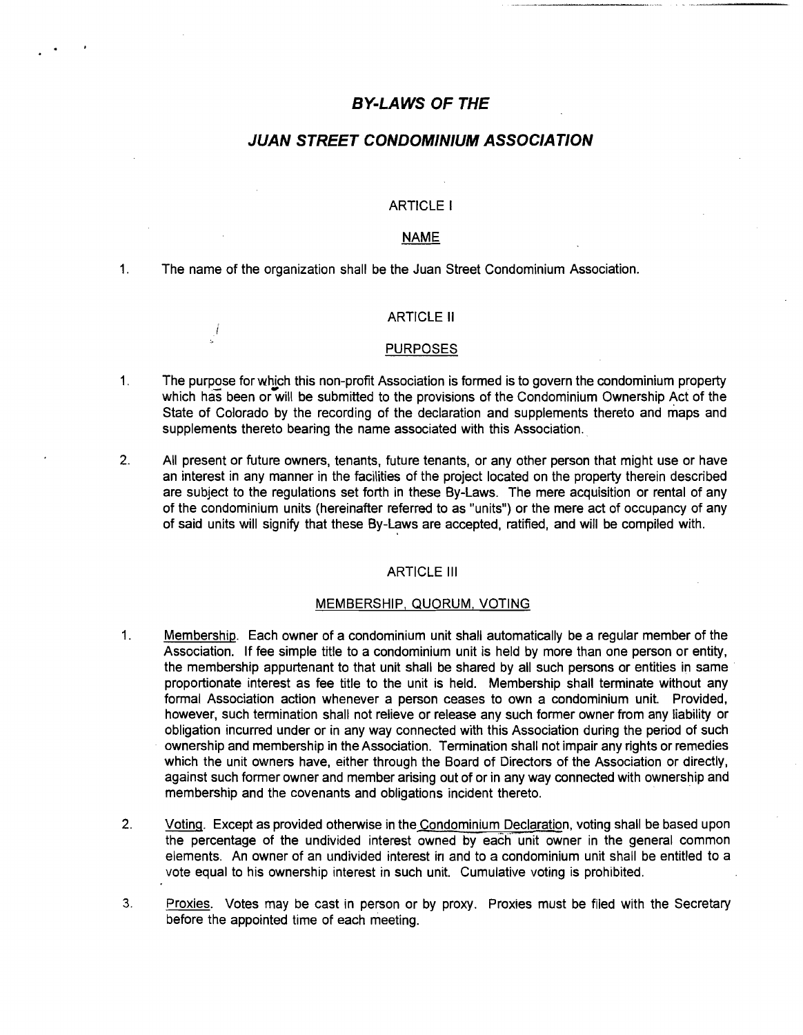# *BY-LAWS OF THE*

# *JUAN STREET CONDOMINIUM ASSOCIATION*

## ARTICLE I

## NAME

1. The name of the organization shall be the Juan Street Condominium Association.

## ARTICLE II

## PURPOSES

1. The purpose for which this non-profit Association is formed is to govern the condominium property which has been or will be submitted to the provisions of the Condominium Ownership Act of the State of Colorado by the recording of the declaration and supplements thereto and maps and supplements thereto bearing the name associated with this Association.

2. All present or future owners, tenants, future tenants, or any other person that might use or have an interest in any manner in the facilities of the project located on the property therein described are subject to the regulations set forth in these By-Laws. The mere acquisition or rental of any of the condominium units (hereinafter referred to as "units") or the mere act of occupancy of any of said units will signify that these By-Laws are accepted, ratified, and will be compiled with.

## ARTICLE III

## MEMBERSHIP, QUORUM, VOTING

1. Membership. Each owner of a condominium unit shall automatically be a regular member of the Association. If fee simple title to a condominium unit is held by more than one person or entity, the membership appurtenant to that unit shall be shared by all such persons or entities in same proportionate interest as fee title to the unit is held. Membership shall terminate without any formal Association action whenever a person ceases to own a condominium unit. Provided, however, such termination shall not relieve or release any such former owner from any liability or obligation incurred under or in any way connected with this Association during the period of such ownership and membership in the Association. Termination shall not impair any rights or remedies which the unit owners have, either through the Board of Directors of the Association or directly, against such former owner and member arising out of or in any way connected with ownership and membership and the covenants and obligations incident thereto.

2. Voting. Except as provided otherwise in the Condominium Declaration, voting shall be based upon the percentage of the undivided interest owned by each unit owner in the general common elements. An owner of an undivided interest in and to a condominium unit shall be entitled to a vote equal to his ownership interest in such unit. Cumulative voting is prohibited.

3. Proxies. Votes may be cast in person or by proxy. Proxies must be filed with the Secretary before the appointed time of each meeting.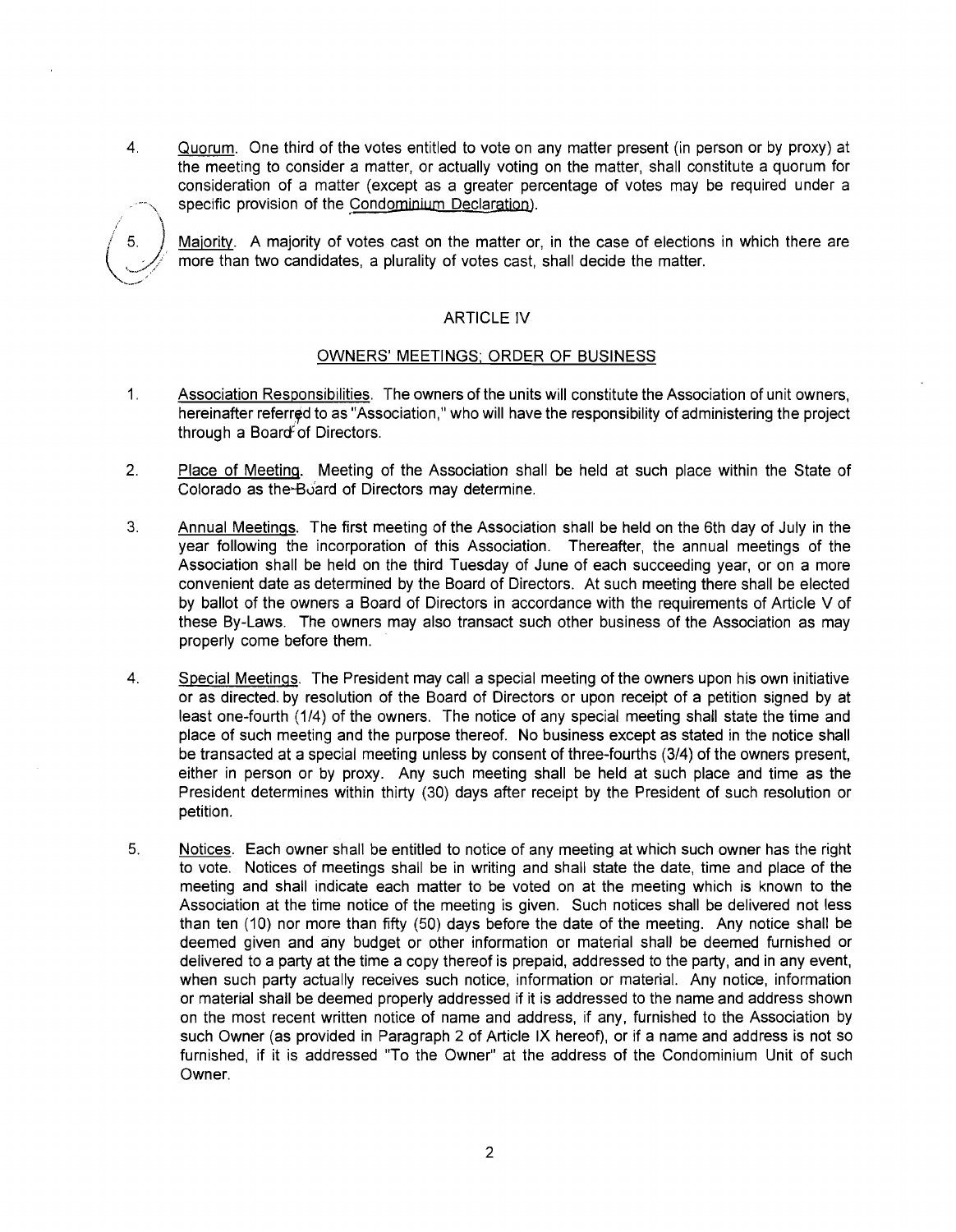4. Quorum. One third of the votes entitled to vote on any matter present (in person or by proxy) at the meeting to consider a matter, or actually voting on the matter, shall constitute a quorum for consideration of a matter (except as a greater percentage of votes may be required under a specific provision of the Condominium Declaration).

5. Majority. A majority of votes cast on the matter or, in the case of elections in which there are more than two candidates, a plurality of votes cast, shall decide the matter.

## ARTICLE IV

## OWNERS' MEETINGS; ORDER OF BUSINESS

1. Association Responsibilities. The owners of the units will constitute the Association of unit owners, hereinafter referred to as "Association," who will have the responsibility of administering the project through a Board of Directors.

2. Place of Meeting. Meeting of the Association shall be held at such place within the State of Colorado as the Board of Directors may determine.

3. Annual Meetings. The first meeting of the Association shall be held on the 6th day of July in the year following the incorporation of this Association. Thereafter, the annual meetings of the Association shall be held on the third Tuesday of June of each succeeding year, or on a more convenient date as determined by the Board of Directors. At such meeting there shall be elected by ballot of the owners a Board of Directors in accordance with the requirements of Article V of these By-Laws. The owners may also transact such other business of the Association as may properly come before them.

4. Special Meetings. The President may call a special meeting of the owners upon his own initiative or as directed by resolution of the Board of Directors or upon receipt of a petition signed by at least one-fourth (1/4) of the owners. The notice of any special meeting shall state the time and place of such meeting and the purpose thereof. No business except as stated in the notice shall be transacted at a special meeting unless by consent of three-fourths (3/4) of the owners present, either in person or by proxy. Any such meeting shall be held at such place and time as the President determines within thirty (30) days after receipt by the President of such resolution or petition.

5. Notices. Each owner shall be entitled to notice of any meeting at which such owner has the right to vote. Notices of meetings shall be in writing and shall state the date, time and place of the meeting and shall indicate each matter to be voted on at the meeting which is known to the Association at the time notice of the meeting is given. Such notices shall be delivered not less than ten (10) nor more than fifty (50) days before the date of the meeting. Any notice shall be deemed given and any budget or other information or material shall be deemed furnished or delivered to a party at the time a copy thereof is prepaid, addressed to the party, and in any event, when such party actually receives such notice, information or material. Any notice, information or material shall be deemed properly addressed if it is addressed to the name and address shown on the most recent written notice of name and address, if any, furnished to the Association by such Owner (as provided in Paragraph 2 of Article IX hereof), or if a name and address is not so furnished, if it is addressed "To the Owner" at the address of the Condominium Unit of such Owner.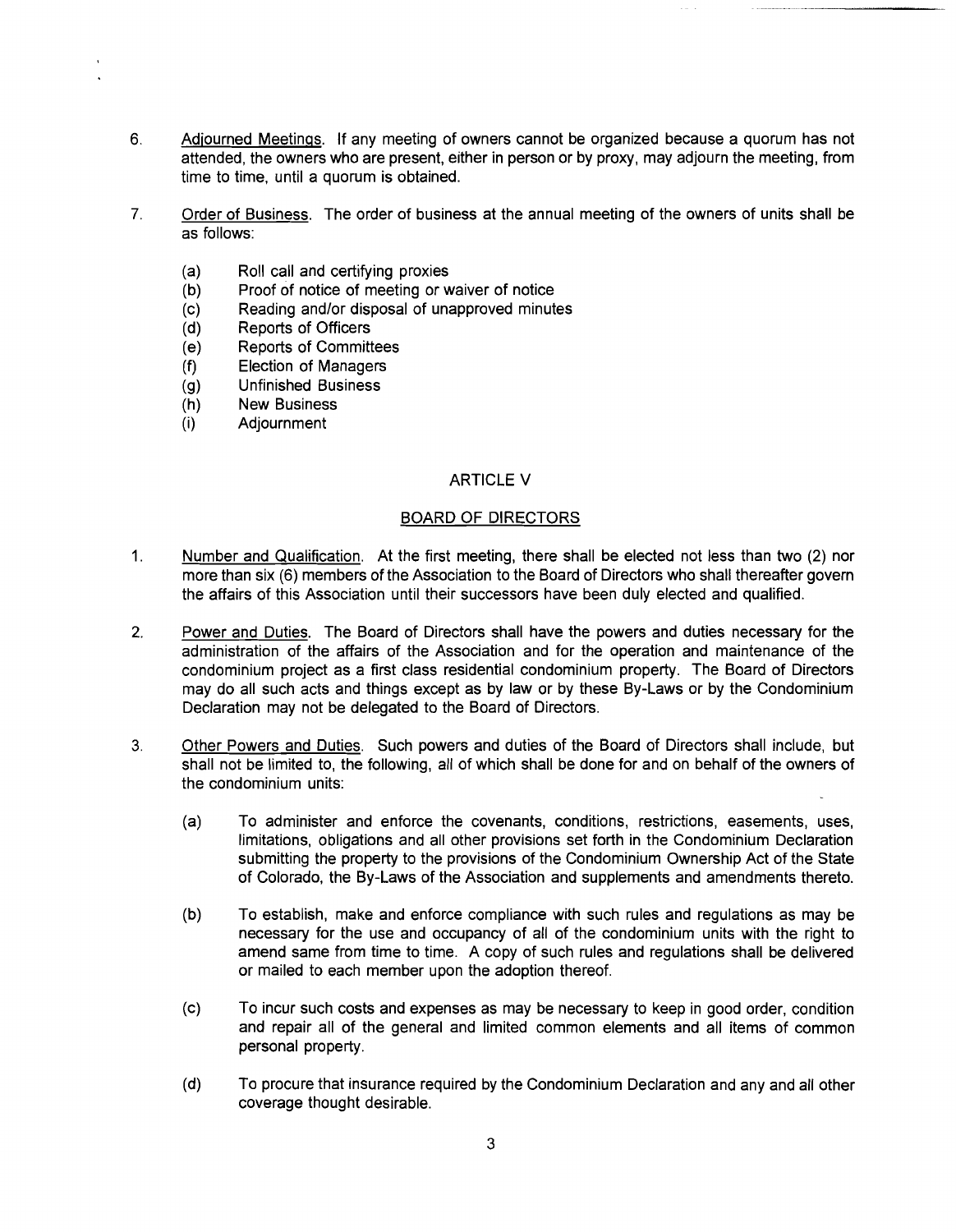6. Adjourned Meetings. If any meeting of owners cannot be organized because a quorum has not attended, the owners who are present, either in person or by proxy, may adjourn the meeting, from time to time, until a quorum is obtained.

7. Order of Business. The order of business at the annual meeting of the owners of units shall be as follows:

   (a) Roll call and certifying proxies
   (b) Proof of notice of meeting or waiver of notice
   (c) Reading and/or disposal of unapproved minutes
   (d) Reports of Officers
   (e) Reports of Committees
   (f) Election of Managers
   (g) Unfinished Business
   (h) New Business
   (i) Adjournment

## ARTICLE V

## BOARD OF DIRECTORS

1. Number and Qualification. At the first meeting, there shall be elected not less than two (2) nor more than six (6) members of the Association to the Board of Directors who shall thereafter govern the affairs of this Association until their successors have been duly elected and qualified.

2. Power and Duties. The Board of Directors shall have the powers and duties necessary for the administration of the affairs of the Association and for the operation and maintenance of the condominium project as a first class residential condominium property. The Board of Directors may do all such acts and things except as by law or by these By-Laws or by the Condominium Declaration may not be delegated to the Board of Directors.

3. Other Powers and Duties. Such powers and duties of the Board of Directors shall include, but shall not be limited to, the following, all of which shall be done for and on behalf of the owners of the condominium units:

   (a) To administer and enforce the covenants, conditions, restrictions, easements, uses, limitations, obligations and all other provisions set forth in the Condominium Declaration submitting the property to the provisions of the Condominium Ownership Act of the State of Colorado, the By-Laws of the Association and supplements and amendments thereto.

   (b) To establish, make and enforce compliance with such rules and regulations as may be necessary for the use and occupancy of all of the condominium units with the right to amend same from time to time. A copy of such rules and regulations shall be delivered or mailed to each member upon the adoption thereof.

   (c) To incur such costs and expenses as may be necessary to keep in good order, condition and repair all of the general and limited common elements and all items of common personal property.

   (d) To procure that insurance required by the Condominium Declaration and any and all other coverage thought desirable.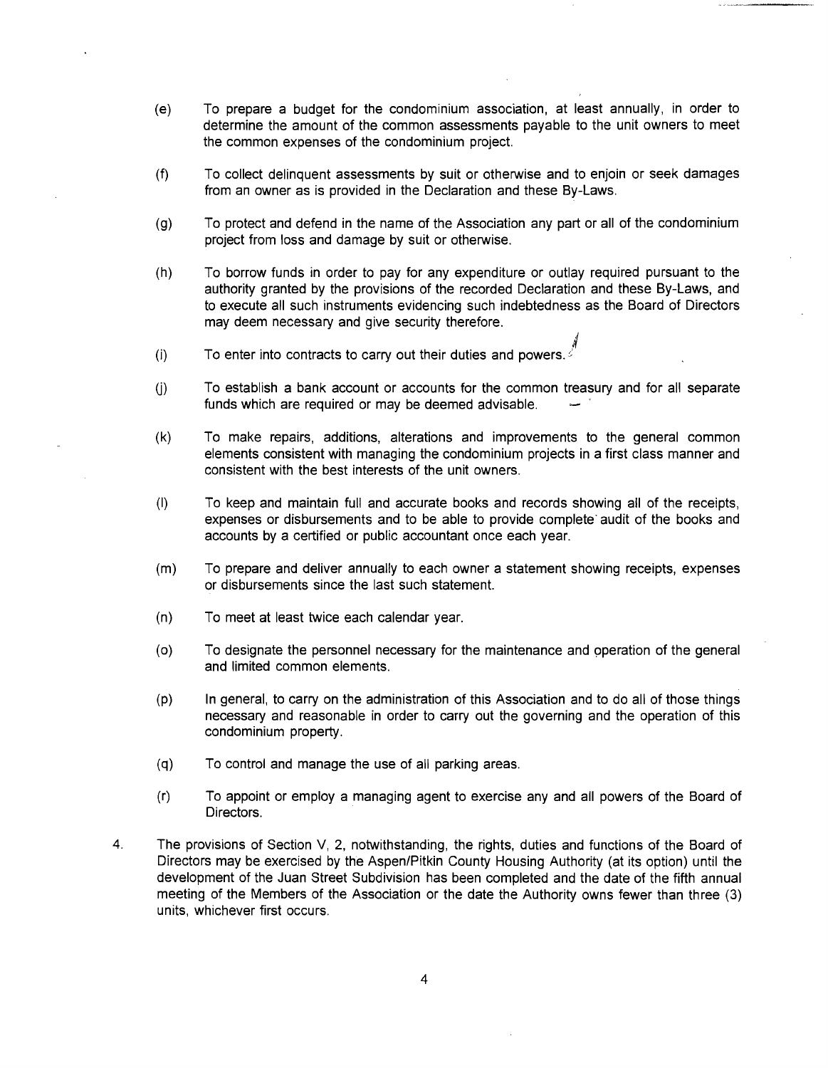(e) To prepare a budget for the condominium association, at least annually, in order to determine the amount of the common assessments payable to the unit owners to meet the common expenses of the condominium project.

(f) To collect delinquent assessments by suit or otherwise and to enjoin or seek damages from an owner as is provided in the Declaration and these By-Laws.

(g) To protect and defend in the name of the Association any part or all of the condominium project from loss and damage by suit or otherwise.

(h) To borrow funds in order to pay for any expenditure or outlay required pursuant to the authority granted by the provisions of the recorded Declaration and these By-Laws, and to execute all such instruments evidencing such indebtedness as the Board of Directors may deem necessary and give security therefore.

(i) To enter into contracts to carry out their duties and powers.

(j) To establish a bank account or accounts for the common treasury and for all separate funds which are required or may be deemed advisable.

(k) To make repairs, additions, alterations and improvements to the general common elements consistent with managing the condominium projects in a first class manner and consistent with the best interests of the unit owners.

(l) To keep and maintain full and accurate books and records showing all of the receipts, expenses or disbursements and to be able to provide complete audit of the books and accounts by a certified or public accountant once each year.

(m) To prepare and deliver annually to each owner a statement showing receipts, expenses or disbursements since the last such statement.

(n) To meet at least twice each calendar year.

(o) To designate the personnel necessary for the maintenance and operation of the general and limited common elements.

(p) In general, to carry on the administration of this Association and to do all of those things necessary and reasonable in order to carry out the governing and the operation of this condominium property.

(q) To control and manage the use of all parking areas.

(r) To appoint or employ a managing agent to exercise any and all powers of the Board of Directors.

4. The provisions of Section V, 2, notwithstanding, the rights, duties and functions of the Board of Directors may be exercised by the Aspen/Pitkin County Housing Authority (at its option) until the development of the Juan Street Subdivision has been completed and the date of the fifth annual meeting of the Members of the Association or the date the Authority owns fewer than three (3) units, whichever first occurs.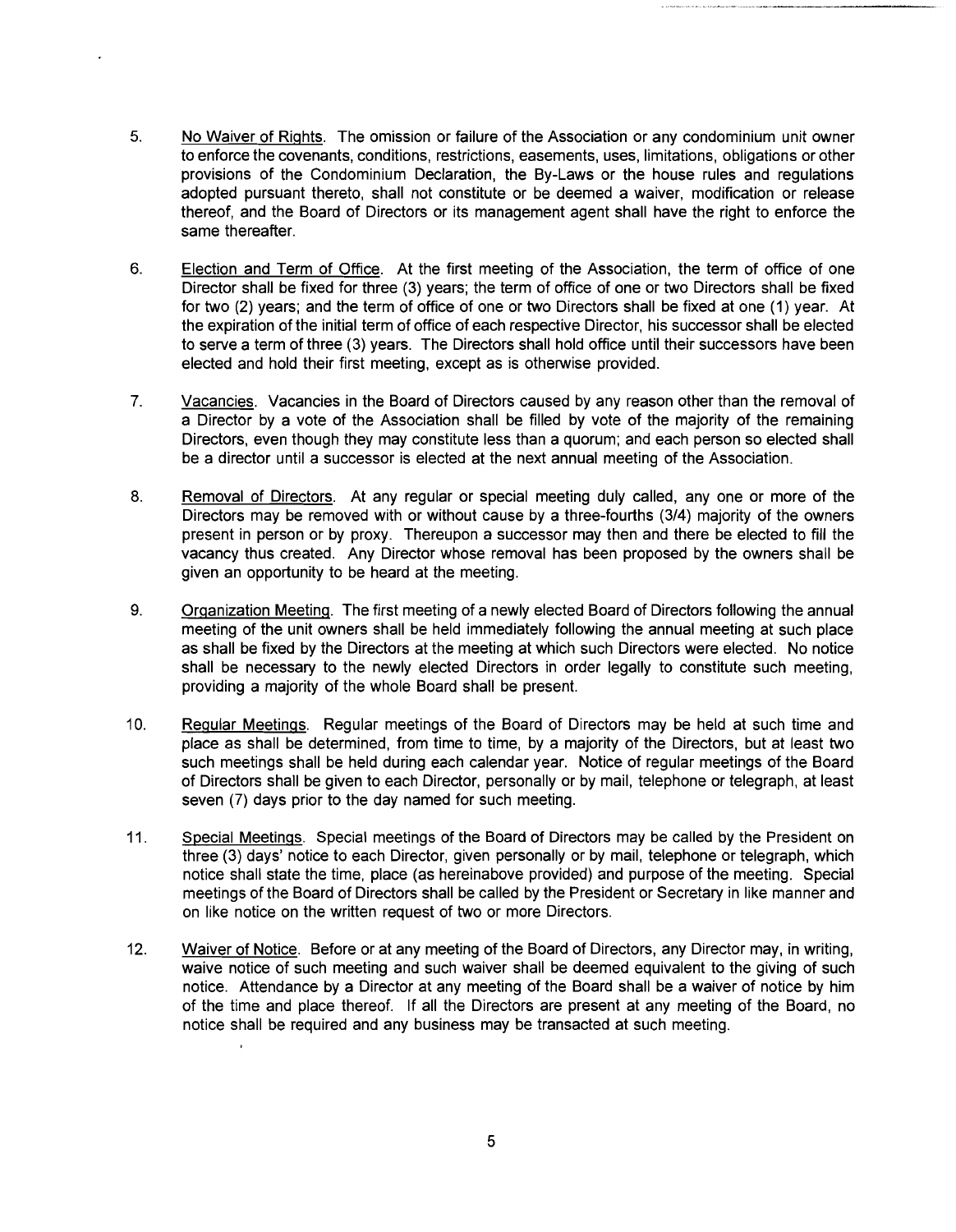5. <u>No Waiver of Rights</u>. The omission or failure of the Association or any condominium unit owner to enforce the covenants, conditions, restrictions, easements, uses, limitations, obligations or other provisions of the Condominium Declaration, the By-Laws or the house rules and regulations adopted pursuant thereto, shall not constitute or be deemed a waiver, modification or release thereof, and the Board of Directors or its management agent shall have the right to enforce the same thereafter.

6. <u>Election and Term of Office</u>. At the first meeting of the Association, the term of office of one Director shall be fixed for three (3) years; the term of office of one or two Directors shall be fixed for two (2) years; and the term of office of one or two Directors shall be fixed at one (1) year. At the expiration of the initial term of office of each respective Director, his successor shall be elected to serve a term of three (3) years. The Directors shall hold office until their successors have been elected and hold their first meeting, except as is otherwise provided.

7. <u>Vacancies</u>. Vacancies in the Board of Directors caused by any reason other than the removal of a Director by a vote of the Association shall be filled by vote of the majority of the remaining Directors, even though they may constitute less than a quorum; and each person so elected shall be a director until a successor is elected at the next annual meeting of the Association.

8. <u>Removal of Directors</u>. At any regular or special meeting duly called, any one or more of the Directors may be removed with or without cause by a three-fourths (3/4) majority of the owners present in person or by proxy. Thereupon a successor may then and there be elected to fill the vacancy thus created. Any Director whose removal has been proposed by the owners shall be given an opportunity to be heard at the meeting.

9. <u>Organization Meeting</u>. The first meeting of a newly elected Board of Directors following the annual meeting of the unit owners shall be held immediately following the annual meeting at such place as shall be fixed by the Directors at the meeting at which such Directors were elected. No notice shall be necessary to the newly elected Directors in order legally to constitute such meeting, providing a majority of the whole Board shall be present.

10. <u>Regular Meetings</u>. Regular meetings of the Board of Directors may be held at such time and place as shall be determined, from time to time, by a majority of the Directors, but at least two such meetings shall be held during each calendar year. Notice of regular meetings of the Board of Directors shall be given to each Director, personally or by mail, telephone or telegraph, at least seven (7) days prior to the day named for such meeting.

11. <u>Special Meetings</u>. Special meetings of the Board of Directors may be called by the President on three (3) days' notice to each Director, given personally or by mail, telephone or telegraph, which notice shall state the time, place (as hereinabove provided) and purpose of the meeting. Special meetings of the Board of Directors shall be called by the President or Secretary in like manner and on like notice on the written request of two or more Directors.

12. <u>Waiver of Notice</u>. Before or at any meeting of the Board of Directors, any Director may, in writing, waive notice of such meeting and such waiver shall be deemed equivalent to the giving of such notice. Attendance by a Director at any meeting of the Board shall be a waiver of notice by him of the time and place thereof. If all the Directors are present at any meeting of the Board, no notice shall be required and any business may be transacted at such meeting.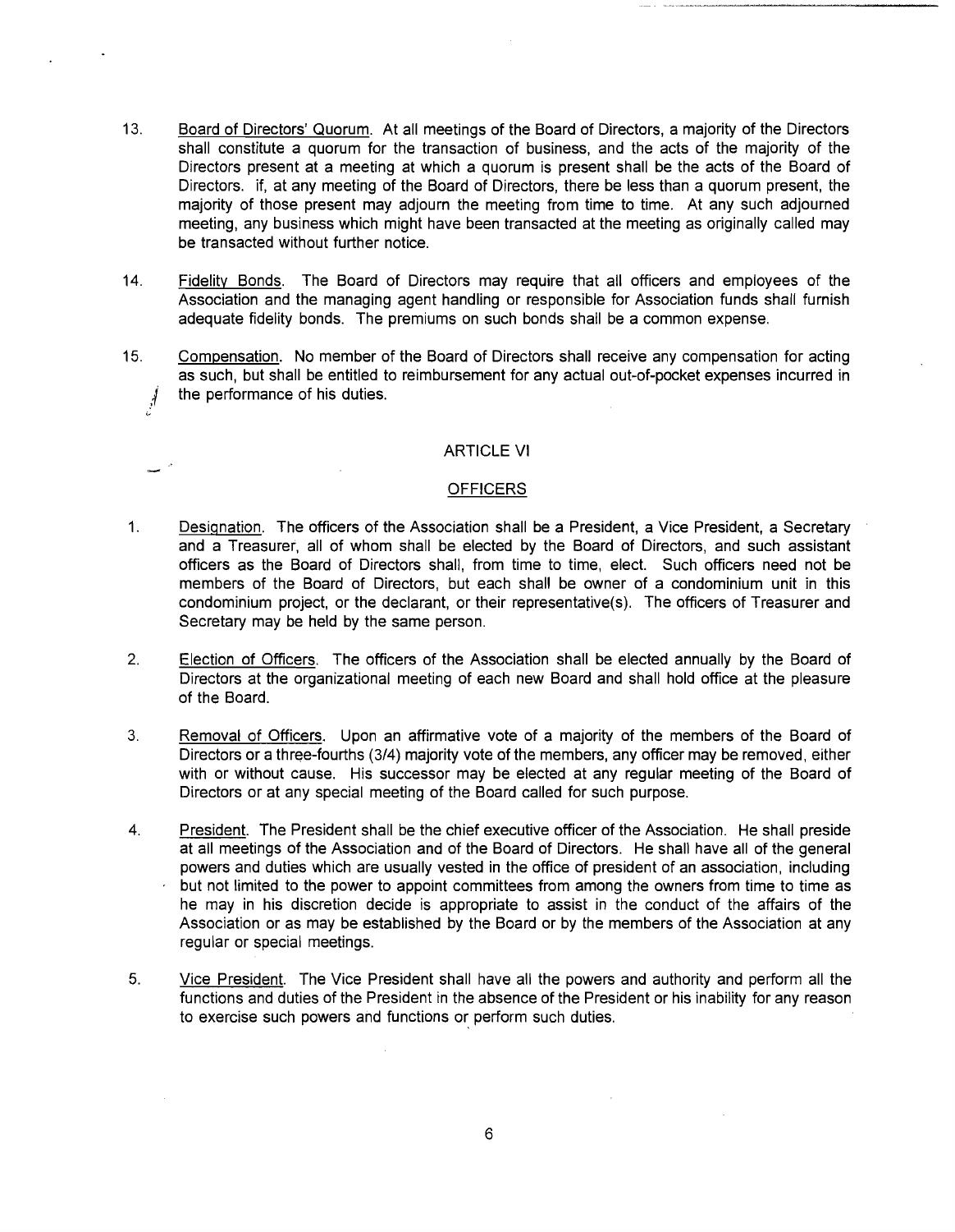13. Board of Directors' Quorum. At all meetings of the Board of Directors, a majority of the Directors shall constitute a quorum for the transaction of business, and the acts of the majority of the Directors present at a meeting at which a quorum is present shall be the acts of the Board of Directors. if, at any meeting of the Board of Directors, there be less than a quorum present, the majority of those present may adjourn the meeting from time to time. At any such adjourned meeting, any business which might have been transacted at the meeting as originally called may be transacted without further notice.

14. Fidelity Bonds. The Board of Directors may require that all officers and employees of the Association and the managing agent handling or responsible for Association funds shall furnish adequate fidelity bonds. The premiums on such bonds shall be a common expense.

15. Compensation. No member of the Board of Directors shall receive any compensation for acting as such, but shall be entitled to reimbursement for any actual out-of-pocket expenses incurred in the performance of his duties.

## ARTICLE VI

## OFFICERS

1. Designation. The officers of the Association shall be a President, a Vice President, a Secretary and a Treasurer, all of whom shall be elected by the Board of Directors, and such assistant officers as the Board of Directors shall, from time to time, elect. Such officers need not be members of the Board of Directors, but each shall be owner of a condominium unit in this condominium project, or the declarant, or their representative(s). The officers of Treasurer and Secretary may be held by the same person.

2. Election of Officers. The officers of the Association shall be elected annually by the Board of Directors at the organizational meeting of each new Board and shall hold office at the pleasure of the Board.

3. Removal of Officers. Upon an affirmative vote of a majority of the members of the Board of Directors or a three-fourths (3/4) majority vote of the members, any officer may be removed, either with or without cause. His successor may be elected at any regular meeting of the Board of Directors or at any special meeting of the Board called for such purpose.

4. President. The President shall be the chief executive officer of the Association. He shall preside at all meetings of the Association and of the Board of Directors. He shall have all of the general powers and duties which are usually vested in the office of president of an association, including but not limited to the power to appoint committees from among the owners from time to time as he may in his discretion decide is appropriate to assist in the conduct of the affairs of the Association or as may be established by the Board or by the members of the Association at any regular or special meetings.

5. Vice President. The Vice President shall have all the powers and authority and perform all the functions and duties of the President in the absence of the President or his inability for any reason to exercise such powers and functions or perform such duties.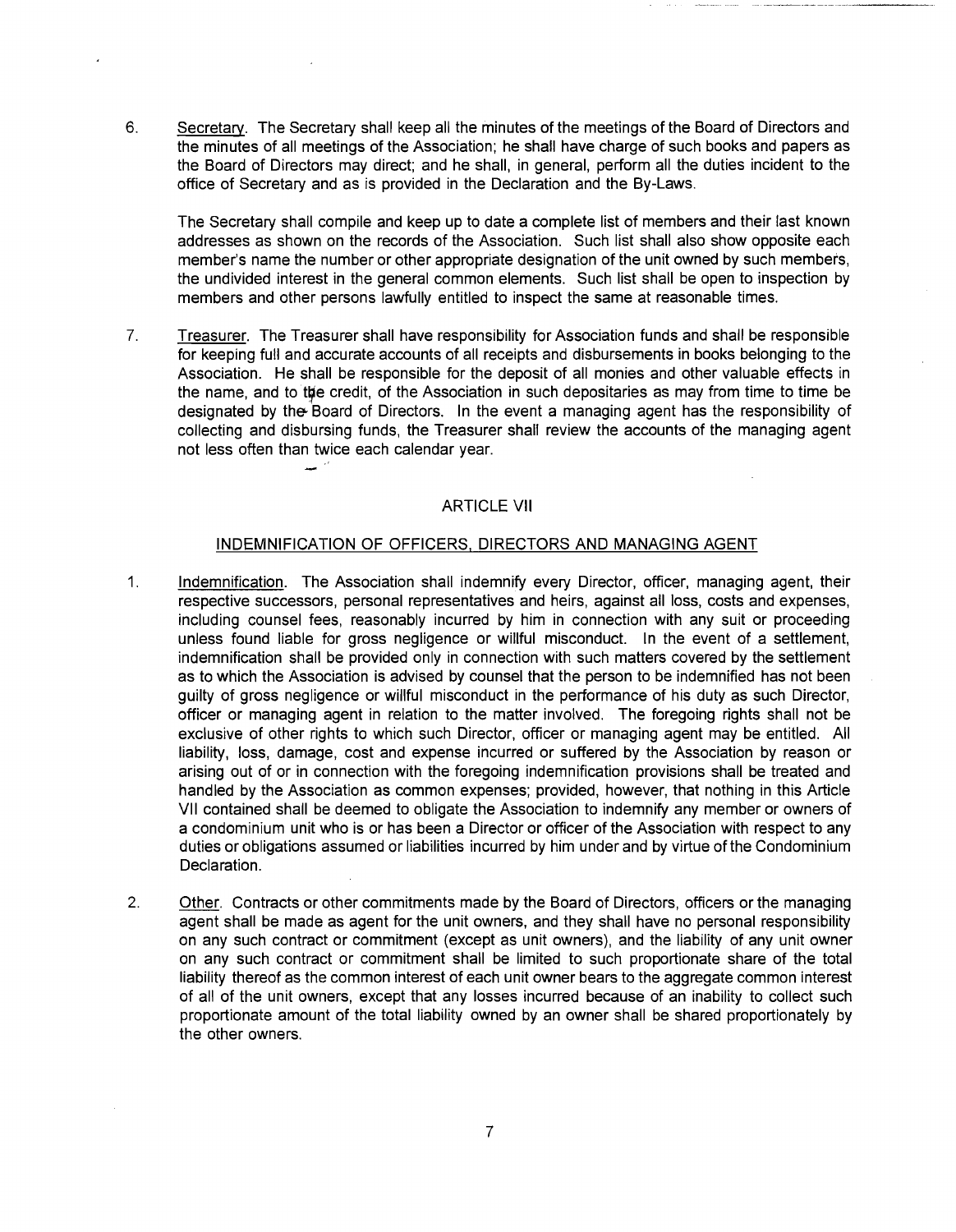6. Secretary. The Secretary shall keep all the minutes of the meetings of the Board of Directors and the minutes of all meetings of the Association; he shall have charge of such books and papers as the Board of Directors may direct; and he shall, in general, perform all the duties incident to the office of Secretary and as is provided in the Declaration and the By-Laws.

   The Secretary shall compile and keep up to date a complete list of members and their last known addresses as shown on the records of the Association. Such list shall also show opposite each member's name the number or other appropriate designation of the unit owned by such members, the undivided interest in the general common elements. Such list shall be open to inspection by members and other persons lawfully entitled to inspect the same at reasonable times.

7. Treasurer. The Treasurer shall have responsibility for Association funds and shall be responsible for keeping full and accurate accounts of all receipts and disbursements in books belonging to the Association. He shall be responsible for the deposit of all monies and other valuable effects in the name, and to the credit, of the Association in such depositaries as may from time to time be designated by the Board of Directors. In the event a managing agent has the responsibility of collecting and disbursing funds, the Treasurer shall review the accounts of the managing agent not less often than twice each calendar year.

## ARTICLE VII

### INDEMNIFICATION OF OFFICERS, DIRECTORS AND MANAGING AGENT

1. Indemnification. The Association shall indemnify every Director, officer, managing agent, their respective successors, personal representatives and heirs, against all loss, costs and expenses, including counsel fees, reasonably incurred by him in connection with any suit or proceeding unless found liable for gross negligence or willful misconduct. In the event of a settlement, indemnification shall be provided only in connection with such matters covered by the settlement as to which the Association is advised by counsel that the person to be indemnified has not been guilty of gross negligence or willful misconduct in the performance of his duty as such Director, officer or managing agent in relation to the matter involved. The foregoing rights shall not be exclusive of other rights to which such Director, officer or managing agent may be entitled. All liability, loss, damage, cost and expense incurred or suffered by the Association by reason or arising out of or in connection with the foregoing indemnification provisions shall be treated and handled by the Association as common expenses; provided, however, that nothing in this Article VII contained shall be deemed to obligate the Association to indemnify any member or owners of a condominium unit who is or has been a Director or officer of the Association with respect to any duties or obligations assumed or liabilities incurred by him under and by virtue of the Condominium Declaration.

2. Other. Contracts or other commitments made by the Board of Directors, officers or the managing agent shall be made as agent for the unit owners, and they shall have no personal responsibility on any such contract or commitment (except as unit owners), and the liability of any unit owner on any such contract or commitment shall be limited to such proportionate share of the total liability thereof as the common interest of each unit owner bears to the aggregate common interest of all of the unit owners, except that any losses incurred because of an inability to collect such proportionate amount of the total liability owned by an owner shall be shared proportionately by the other owners.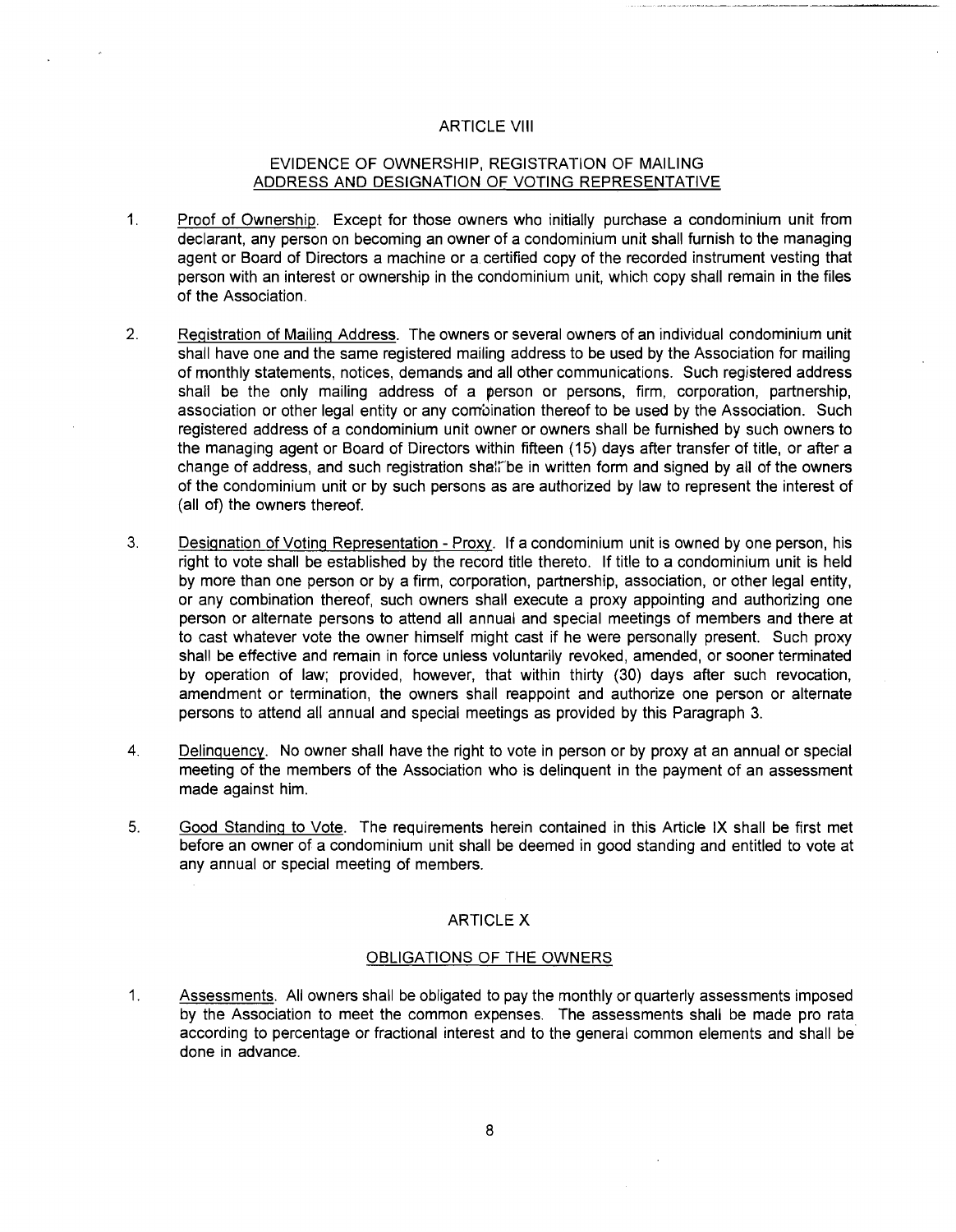# ARTICLE VIII

## EVIDENCE OF OWNERSHIP, REGISTRATION OF MAILING ADDRESS AND DESIGNATION OF VOTING REPRESENTATIVE

1. Proof of Ownership. Except for those owners who initially purchase a condominium unit from declarant, any person on becoming an owner of a condominium unit shall furnish to the managing agent or Board of Directors a machine or a certified copy of the recorded instrument vesting that person with an interest or ownership in the condominium unit, which copy shall remain in the files of the Association.

2. Registration of Mailing Address. The owners or several owners of an individual condominium unit shall have one and the same registered mailing address to be used by the Association for mailing of monthly statements, notices, demands and all other communications. Such registered address shall be the only mailing address of a person or persons, firm, corporation, partnership, association or other legal entity or any combination thereof to be used by the Association. Such registered address of a condominium unit owner or owners shall be furnished by such owners to the managing agent or Board of Directors within fifteen (15) days after transfer of title, or after a change of address, and such registration shall be in written form and signed by all of the owners of the condominium unit or by such persons as are authorized by law to represent the interest of (all of) the owners thereof.

3. Designation of Voting Representation - Proxy. If a condominium unit is owned by one person, his right to vote shall be established by the record title thereto. If title to a condominium unit is held by more than one person or by a firm, corporation, partnership, association, or other legal entity, or any combination thereof, such owners shall execute a proxy appointing and authorizing one person or alternate persons to attend all annual and special meetings of members and there at to cast whatever vote the owner himself might cast if he were personally present. Such proxy shall be effective and remain in force unless voluntarily revoked, amended, or sooner terminated by operation of law; provided, however, that within thirty (30) days after such revocation, amendment or termination, the owners shall reappoint and authorize one person or alternate persons to attend all annual and special meetings as provided by this Paragraph 3.

4. Delinquency. No owner shall have the right to vote in person or by proxy at an annual or special meeting of the members of the Association who is delinquent in the payment of an assessment made against him.

5. Good Standing to Vote. The requirements herein contained in this Article IX shall be first met before an owner of a condominium unit shall be deemed in good standing and entitled to vote at any annual or special meeting of members.

# ARTICLE X

## OBLIGATIONS OF THE OWNERS

1. Assessments. All owners shall be obligated to pay the monthly or quarterly assessments imposed by the Association to meet the common expenses. The assessments shall be made pro rata according to percentage or fractional interest and to the general common elements and shall be done in advance.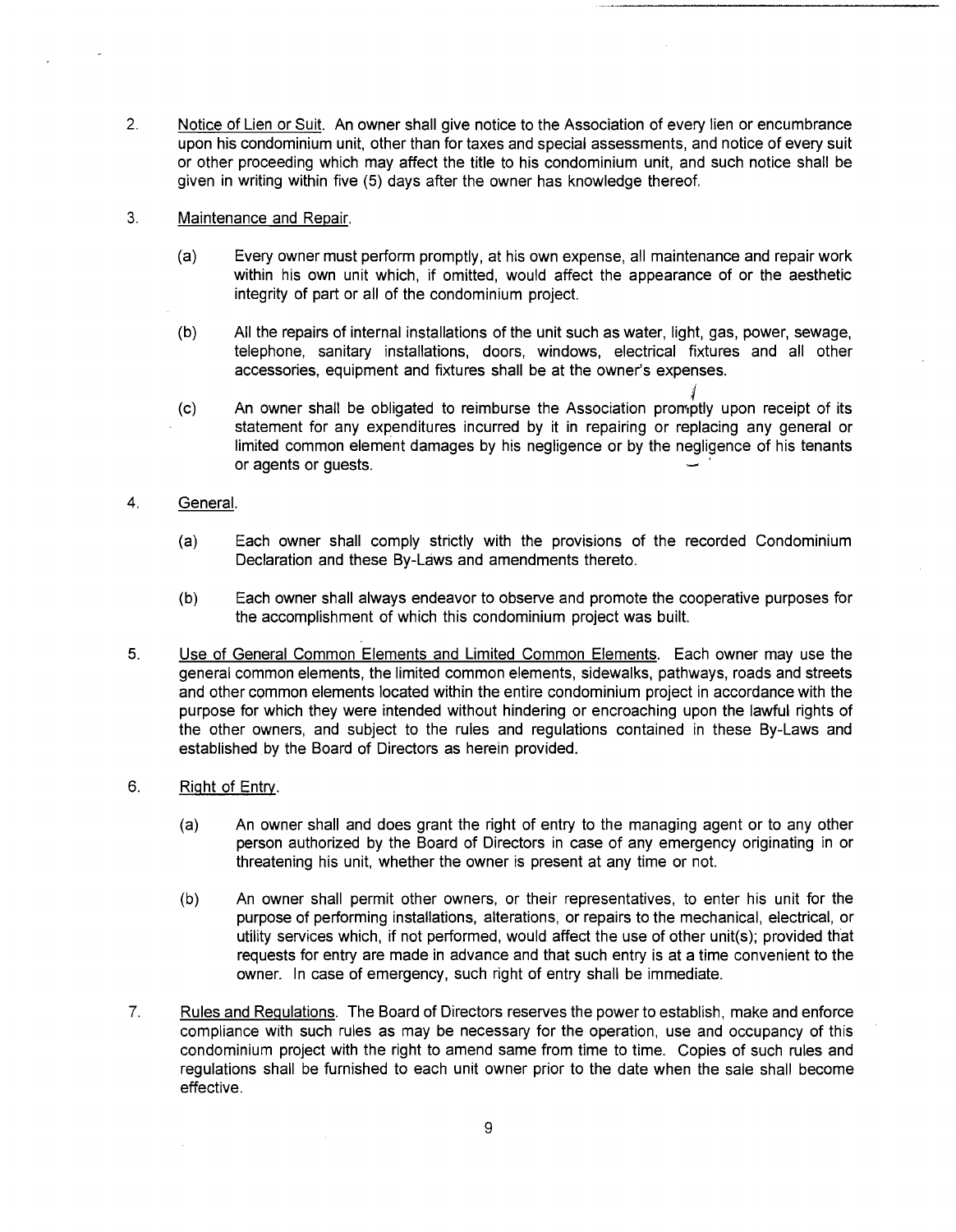2. Notice of Lien or Suit. An owner shall give notice to the Association of every lien or encumbrance upon his condominium unit, other than for taxes and special assessments, and notice of every suit or other proceeding which may affect the title to his condominium unit, and such notice shall be given in writing within five (5) days after the owner has knowledge thereof.

3. Maintenance and Repair.

   (a) Every owner must perform promptly, at his own expense, all maintenance and repair work within his own unit which, if omitted, would affect the appearance of or the aesthetic integrity of part or all of the condominium project.

   (b) All the repairs of internal installations of the unit such as water, light, gas, power, sewage, telephone, sanitary installations, doors, windows, electrical fixtures and all other accessories, equipment and fixtures shall be at the owner's expenses.

   (c) An owner shall be obligated to reimburse the Association promptly upon receipt of its statement for any expenditures incurred by it in repairing or replacing any general or limited common element damages by his negligence or by the negligence of his tenants or agents or guests.

4. General.

   (a) Each owner shall comply strictly with the provisions of the recorded Condominium Declaration and these By-Laws and amendments thereto.

   (b) Each owner shall always endeavor to observe and promote the cooperative purposes for the accomplishment of which this condominium project was built.

5. Use of General Common Elements and Limited Common Elements. Each owner may use the general common elements, the limited common elements, sidewalks, pathways, roads and streets and other common elements located within the entire condominium project in accordance with the purpose for which they were intended without hindering or encroaching upon the lawful rights of the other owners, and subject to the rules and regulations contained in these By-Laws and established by the Board of Directors as herein provided.

6. Right of Entry.

   (a) An owner shall and does grant the right of entry to the managing agent or to any other person authorized by the Board of Directors in case of any emergency originating in or threatening his unit, whether the owner is present at any time or not.

   (b) An owner shall permit other owners, or their representatives, to enter his unit for the purpose of performing installations, alterations, or repairs to the mechanical, electrical, or utility services which, if not performed, would affect the use of other unit(s); provided that requests for entry are made in advance and that such entry is at a time convenient to the owner. In case of emergency, such right of entry shall be immediate.

7. Rules and Regulations. The Board of Directors reserves the power to establish, make and enforce compliance with such rules as may be necessary for the operation, use and occupancy of this condominium project with the right to amend same from time to time. Copies of such rules and regulations shall be furnished to each unit owner prior to the date when the sale shall become effective.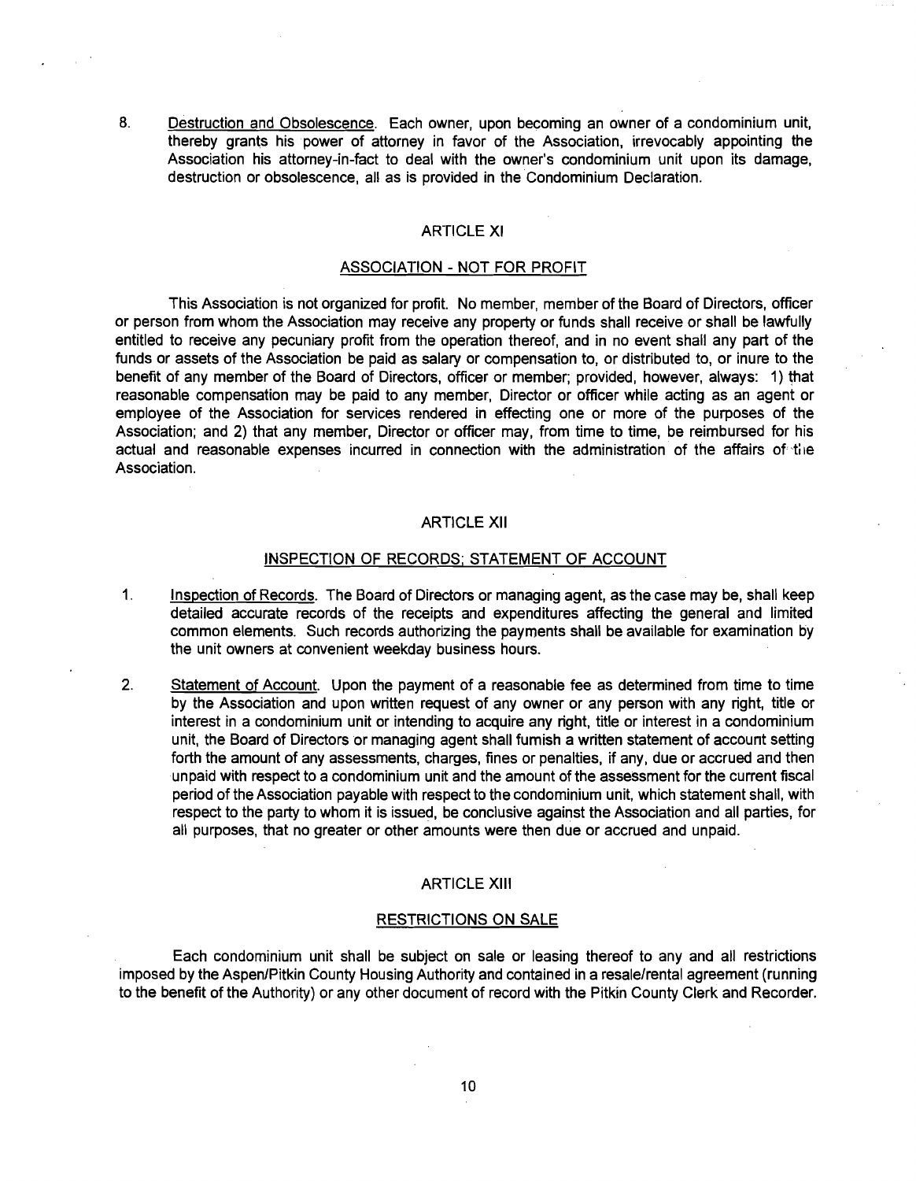8. Destruction and Obsolescence. Each owner, upon becoming an owner of a condominium unit, thereby grants his power of attorney in favor of the Association, irrevocably appointing the Association his attorney-in-fact to deal with the owner's condominium unit upon its damage, destruction or obsolescence, all as is provided in the Condominium Declaration.

## ARTICLE XI

## ASSOCIATION - NOT FOR PROFIT

This Association is not organized for profit. No member, member of the Board of Directors, officer or person from whom the Association may receive any property or funds shall receive or shall be lawfully entitled to receive any pecuniary profit from the operation thereof, and in no event shall any part of the funds or assets of the Association be paid as salary or compensation to, or distributed to, or inure to the benefit of any member of the Board of Directors, officer or member; provided, however, always: 1) that reasonable compensation may be paid to any member, Director or officer while acting as an agent or employee of the Association for services rendered in effecting one or more of the purposes of the Association; and 2) that any member, Director or officer may, from time to time, be reimbursed for his actual and reasonable expenses incurred in connection with the administration of the affairs of the Association.

## ARTICLE XII

## INSPECTION OF RECORDS; STATEMENT OF ACCOUNT

1. Inspection of Records. The Board of Directors or managing agent, as the case may be, shall keep detailed accurate records of the receipts and expenditures affecting the general and limited common elements. Such records authorizing the payments shall be available for examination by the unit owners at convenient weekday business hours.

2. Statement of Account. Upon the payment of a reasonable fee as determined from time to time by the Association and upon written request of any owner or any person with any right, title or interest in a condominium unit or intending to acquire any right, title or interest in a condominium unit, the Board of Directors or managing agent shall furnish a written statement of account setting forth the amount of any assessments, charges, fines or penalties, if any, due or accrued and then unpaid with respect to a condominium unit and the amount of the assessment for the current fiscal period of the Association payable with respect to the condominium unit, which statement shall, with respect to the party to whom it is issued, be conclusive against the Association and all parties, for all purposes, that no greater or other amounts were then due or accrued and unpaid.

## ARTICLE XIII

## RESTRICTIONS ON SALE

Each condominium unit shall be subject on sale or leasing thereof to any and all restrictions imposed by the Aspen/Pitkin County Housing Authority and contained in a resale/rental agreement (running to the benefit of the Authority) or any other document of record with the Pitkin County Clerk and Recorder.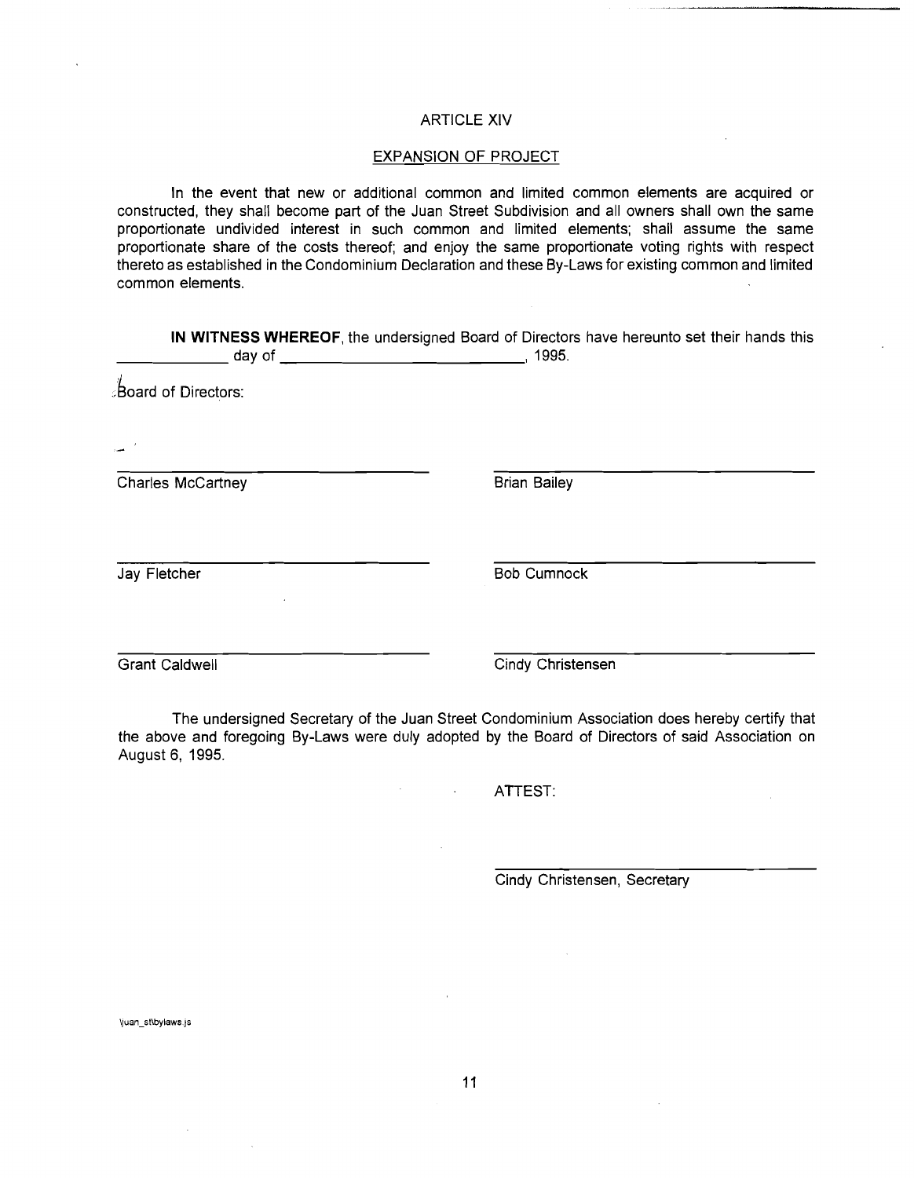## ARTICLE XIV

### EXPANSION OF PROJECT

In the event that new or additional common and limited common elements are acquired or constructed, they shall become part of the Juan Street Subdivision and all owners shall own the same proportionate undivided interest in such common and limited elements; shall assume the same proportionate share of the costs thereof; and enjoy the same proportionate voting rights with respect thereto as established in the Condominium Declaration and these By-Laws for existing common and limited common elements.

**IN WITNESS WHEREOF**, the undersigned Board of Directors have hereunto set their hands this ____________ day of ____________________________, 1995.

Board of Directors:

| | |
|---|---|
| ______________________________ | ______________________________ |
| Charles McCartney | Brian Bailey |
| ______________________________ | ______________________________ |
| Jay Fletcher | Bob Cumnock |
| ______________________________ | ______________________________ |
| Grant Caldwell | Cindy Christensen |

The undersigned Secretary of the Juan Street Condominium Association does hereby certify that the above and foregoing By-Laws were duly adopted by the Board of Directors of said Association on August 6, 1995.

ATTEST:

______________________________

Cindy Christensen, Secretary

\juan_st\bylaws.js